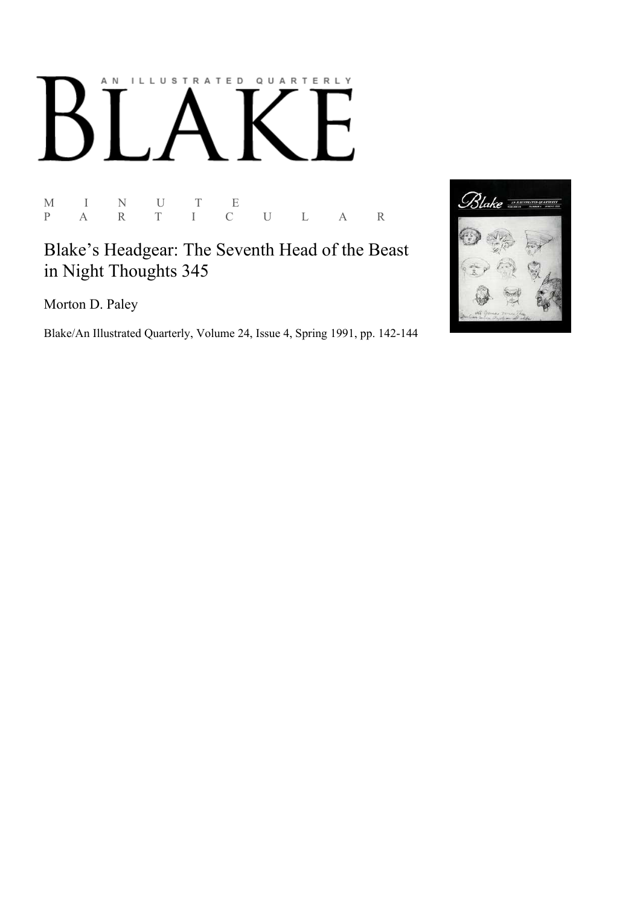# AN ILLUSTRATED QUARTERLY BLAKE

M I N U T E
P A R T I C U L A R

## Blake's Headgear: The Seventh Head of the Beast in Night Thoughts 345

Morton D. Paley

Blake/An Illustrated Quarterly, Volume 24, Issue 4, Spring 1991, pp. 142-144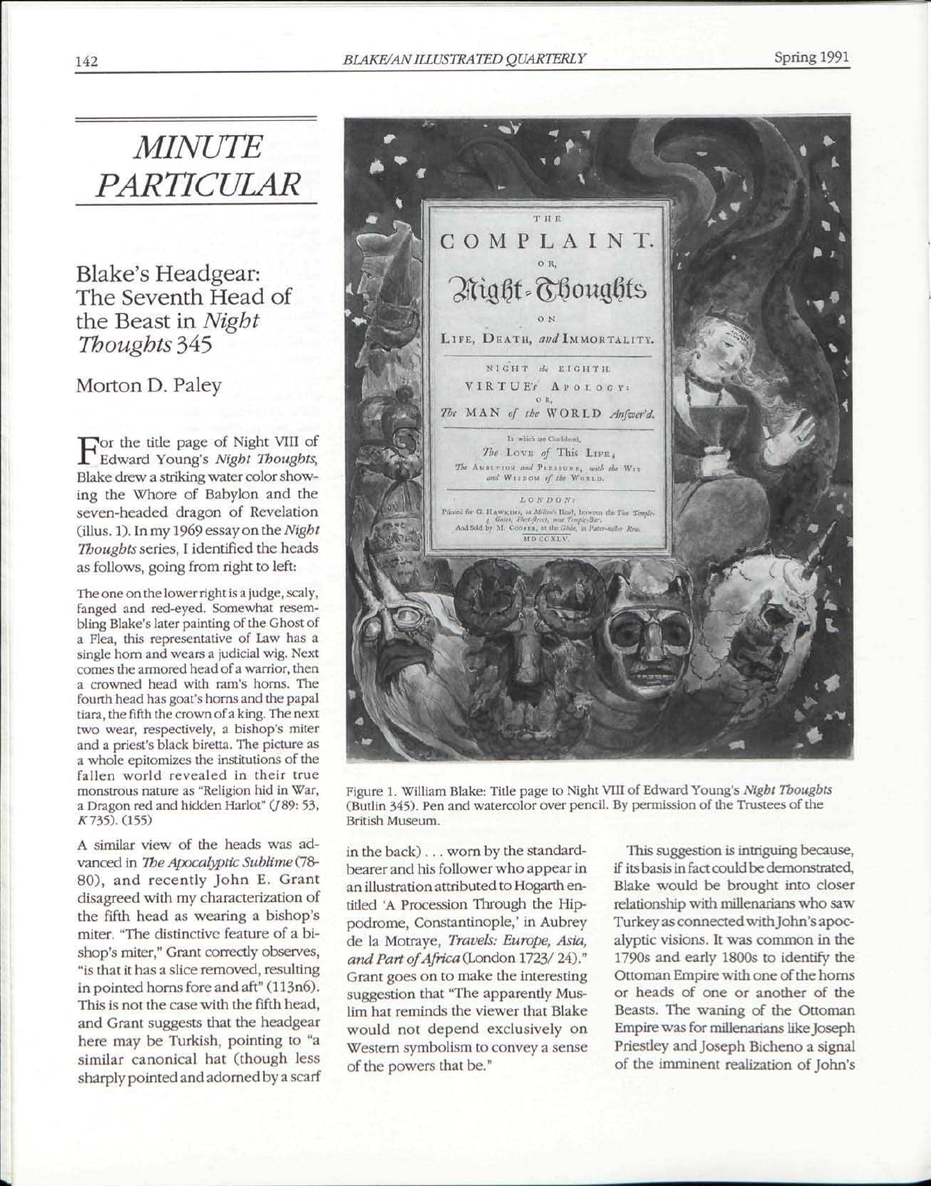# MINUTE PARTICULAR

## Blake's Headgear: The Seventh Head of the Beast in *Night Thoughts* 345

### Morton D. Paley

For the title page of Night VIII of Edward Young's *Night Thoughts*, Blake drew a striking water color showing the Whore of Babylon and the seven-headed dragon of Revelation (illus. 1). In my 1969 essay on the *Night Thoughts* series, I identified the heads as follows, going from right to left:

> The one on the lower right is a judge, scaly, fanged and red-eyed. Somewhat resembling Blake's later painting of the Ghost of a Flea, this representative of Law has a single horn and wears a judicial wig. Next comes the armored head of a warrior, then a crowned head with ram's horns. The fourth head has goat's horns and the papal tiara, the fifth the crown of a king. The next two wear, respectively, a bishop's miter and a priest's black biretta. The picture as a whole epitomizes the institutions of the fallen world revealed in their true monstrous nature as "Religion hid in War, a Dragon red and hidden Harlot" (*J* 89: 53, *K* 735). (155)

A similar view of the heads was advanced in *The Apocalyptic Sublime* (78-80), and recently John E. Grant disagreed with my characterization of the fifth head as wearing a bishop's miter. "The distinctive feature of a bishop's miter," Grant correctly observes, "is that it has a slice removed, resulting in pointed horns fore and aft" (113n6). This is not the case with the fifth head, and Grant suggests that the headgear here may be Turkish, pointing to "a similar canonical hat (though less sharply pointed and adorned by a scarf in the back) . . . worn by the standard-bearer and his follower who appear in an illustration attributed to Hogarth entitled 'A Procession Through the Hippodrome, Constantinople,' in Aubrey de la Motraye, *Travels: Europe, Asia, and Part of Africa* (London 1723/ 24)." Grant goes on to make the interesting suggestion that "The apparently Muslim hat reminds the viewer that Blake would not depend exclusively on Western symbolism to convey a sense of the powers that be."

This suggestion is intriguing because, if its basis in fact could be demonstrated, Blake would be brought into closer relationship with millenarians who saw Turkey as connected with John's apocalyptic visions. It was common in the 1790s and early 1800s to identify the Ottoman Empire with one of the horns or heads of one or another of the Beasts. The waning of the Ottoman Empire was for millenarians like Joseph Priestley and Joseph Bicheno a signal of the imminent realization of John's

Figure 1. William Blake: Title page to Night VIII of Edward Young's *Night Thoughts* (Butlin 345). Pen and watercolor over pencil. By permission of the Trustees of the British Museum.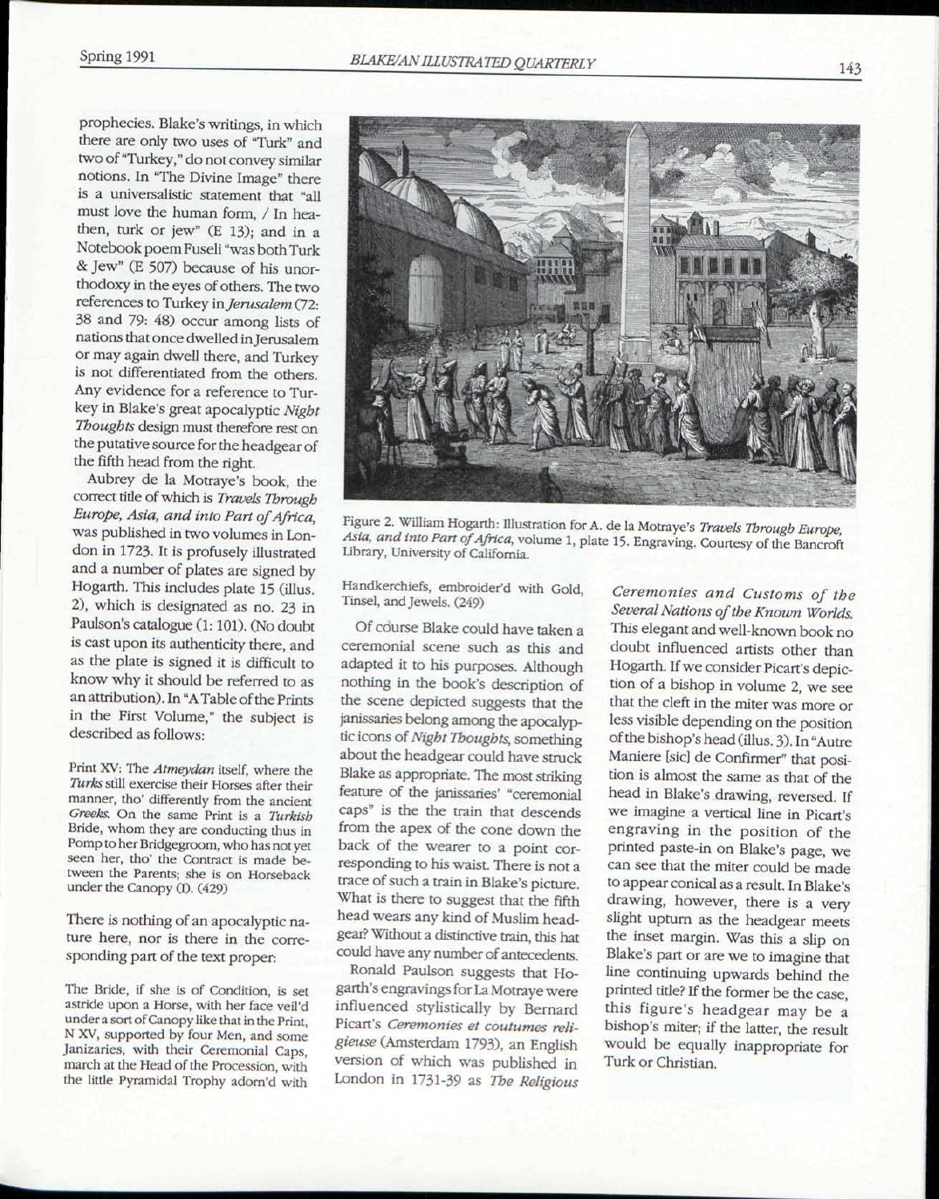prophecies. Blake's writings, in which there are only two uses of "Turk" and two of "Turkey," do not convey similar notions. In "The Divine Image" there is a universalistic statement that "all must love the human form, / In heathen, turk or jew" (E 13); and in a Notebook poem Fuseli "was both Turk & Jew" (E 507) because of his unorthodoxy in the eyes of others. The two references to Turkey in *Jerusalem* (72: 38 and 79: 48) occur among lists of nations that once dwelled in Jerusalem or may again dwell there, and Turkey is not differentiated from the others. Any evidence for a reference to Turkey in Blake's great apocalyptic *Night Thoughts* design must therefore rest on the putative source for the headgear of the fifth head from the right.

Aubrey de la Motraye's book, the correct title of which is *Travels Through Europe, Asia, and into Part of Africa*, was published in two volumes in London in 1723. It is profusely illustrated and a number of plates are signed by Hogarth. This includes plate 15 (illus. 2), which is designated as no. 23 in Paulson's catalogue (1: 101). (No doubt is cast upon its authenticity there, and as the plate is signed it is difficult to know why it should be referred to as an attribution). In "A Table of the Prints in the First Volume," the subject is described as follows:

> Print XV: The *Atmeydan* itself, where the *Turks* still exercise their Horses after their manner, tho' differently from the ancient *Greeks*. On the same Print is a *Turkish* Bride, whom they are conducting thus in Pomp to her Bridgegroom, who has not yet seen her, tho' the Contract is made between the Parents; she is on Horseback under the Canopy (I). (429)

There is nothing of an apocalyptic nature here, nor is there in the corresponding part of the text proper:

> The Bride, if she is of Condition, is set astride upon a Horse, with her face veil'd under a sort of Canopy like that in the Print, N XV, supported by four Men, and some Janizaries, with their Ceremonial Caps, march at the Head of the Procession, with the little Pyramidal Trophy adorn'd with Handkerchiefs, embroider'd with Gold, Tinsel, and Jewels. (249)

Figure 2. William Hogarth: Illustration for A. de la Motraye's *Travels Through Europe, Asia, and into Part of Africa*, volume 1, plate 15. Engraving. Courtesy of the Bancroft Library, University of California.

Of course Blake could have taken a ceremonial scene such as this and adapted it to his purposes. Although nothing in the book's description of the scene depicted suggests that the janissaries belong among the apocalyptic icons of *Night Thoughts*, something about the headgear could have struck Blake as appropriate. The most striking feature of the janissaries' "ceremonial caps" is the the train that descends from the apex of the cone down the back of the wearer to a point corresponding to his waist. There is not a trace of such a train in Blake's picture. What is there to suggest that the fifth head wears any kind of Muslim headgear? Without a distinctive train, this hat could have any number of antecedents.

Ronald Paulson suggests that Hogarth's engravings for La Motraye were influenced stylistically by Bernard Picart's *Ceremonies et coutumes religieuse* (Amsterdam 1793), an English version of which was published in London in 1731-39 as *The Religious Ceremonies and Customs of the Several Nations of the Known Worlds.* This elegant and well-known book no doubt influenced artists other than Hogarth. If we consider Picart's depiction of a bishop in volume 2, we see that the cleft in the miter was more or less visible depending on the position of the bishop's head (illus. 3). In "Autre Maniere [sic] de Confirmer" that position is almost the same as that of the head in Blake's drawing, reversed. If we imagine a vertical line in Picart's engraving in the position of the printed paste-in on Blake's page, we can see that the miter could be made to appear conical as a result. In Blake's drawing, however, there is a very slight upturn as the headgear meets the inset margin. Was this a slip on Blake's part or are we to imagine that line continuing upwards behind the printed title? If the former be the case, this figure's headgear may be a bishop's miter; if the latter, the result would be equally inappropriate for Turk or Christian.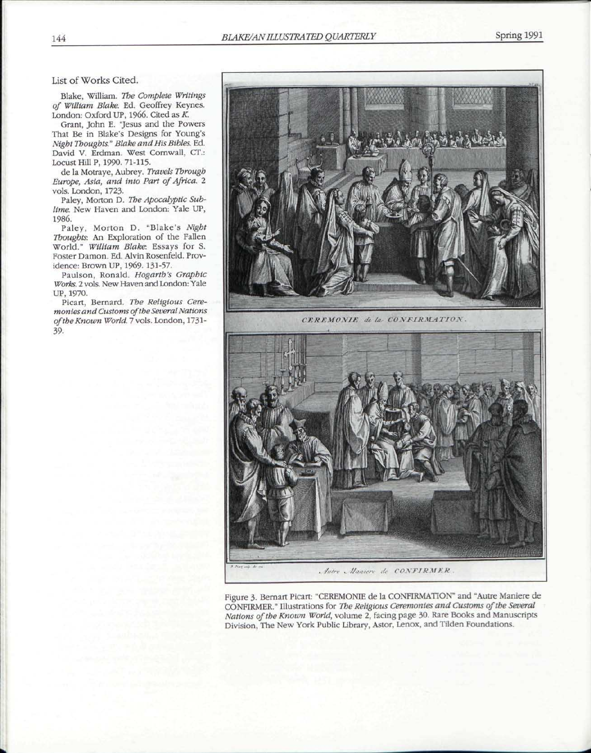List of Works Cited.

Blake, William. *The Complete Writings of William Blake.* Ed. Geoffrey Keynes. London: Oxford UP, 1966. Cited as *K.*

Grant, John E. "Jesus and the Powers That Be in Blake's Designs for Young's *Night Thoughts.*" *Blake and His Bibles.* Ed. David V. Erdman. West Cornwall, CT.: Locust Hill P, 1990. 71-115.

de la Motraye, Aubrey. *Travels Through Europe, Asia, and into Part of Africa.* 2 vols. London, 1723.

Paley, Morton D. *The Apocalyptic Sublime.* New Haven and London: Yale UP, 1986.

Paley, Morton D. "Blake's *Night Thoughts*: An Exploration of the Fallen World." *William Blake*: Essays for S. Foster Damon. Ed. Alvin Rosenfeld. Providence: Brown UP, 1969. 131-57.

Paulson, Ronald. *Hogarth's Graphic Works.* 2 vols. New Haven and London: Yale UP, 1970.

Picart, Bernard. *The Religious Ceremonies and Customs of the Several Nations of the Known World.* 7 vols. London, 1731-39.

CEREMONIE de la CONFIRMATION.

Autre Maniere de CONFIRMER.

Figure 3. Bernart Picart: "CEREMONIE de la CONFIRMATION" and "Autre Maniere de CONFIRMER." Illustrations for *The Religious Ceremonies and Customs of the Several Nations of the Known World*, volume 2, facing page 30. Rare Books and Manuscripts Division, The New York Public Library, Astor, Lenox, and Tilden Foundations.